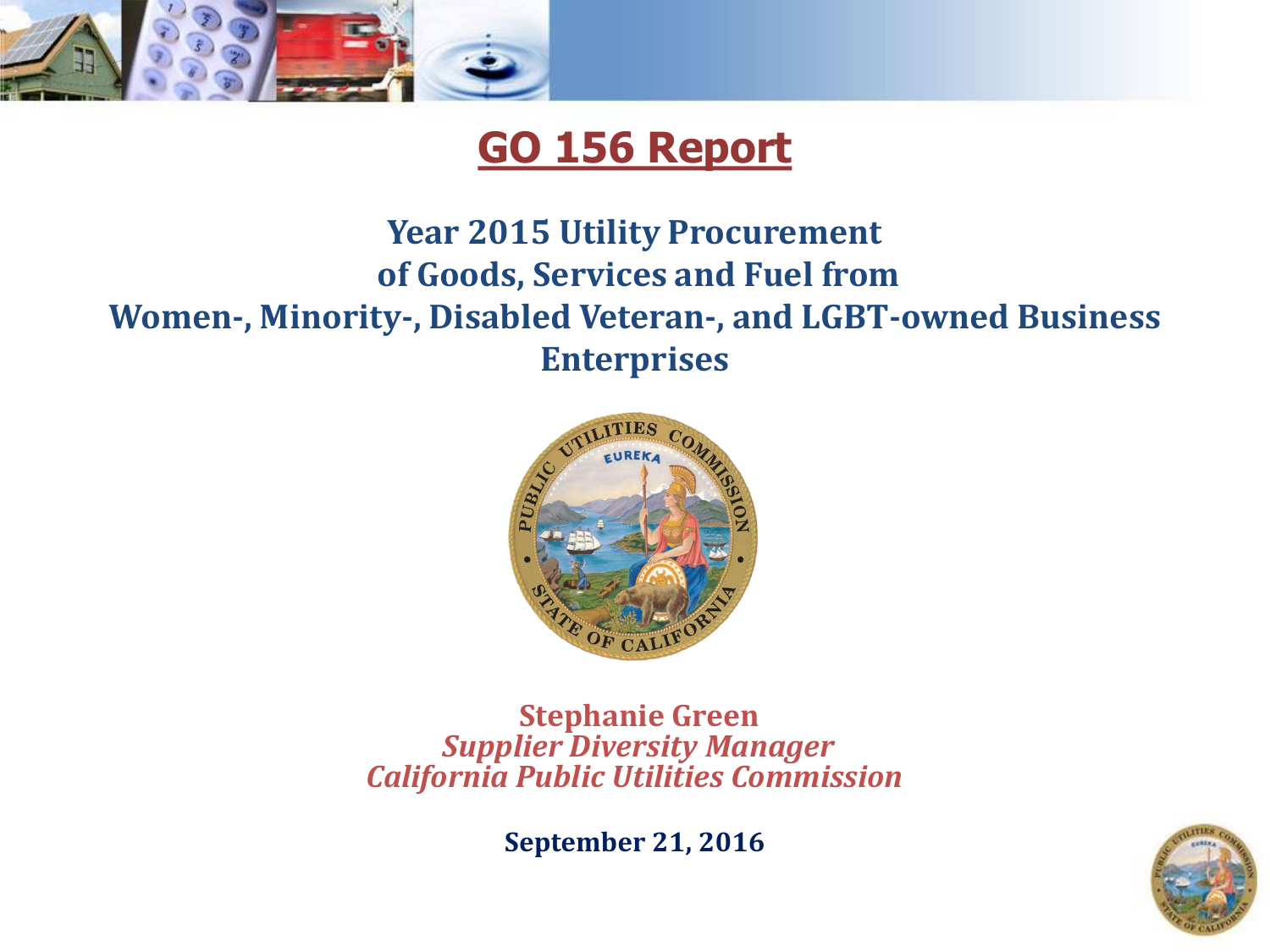# GO 156 Report

## Year 2015 Utility Procurement of Goods, Services and Fuel from Women-, Minority-, Disabled Veteran-, and LGBT-owned Business Enterprises

**Stephanie Green**
*Supplier Diversity Manager*
*California Public Utilities Commission*

**September 21, 2016**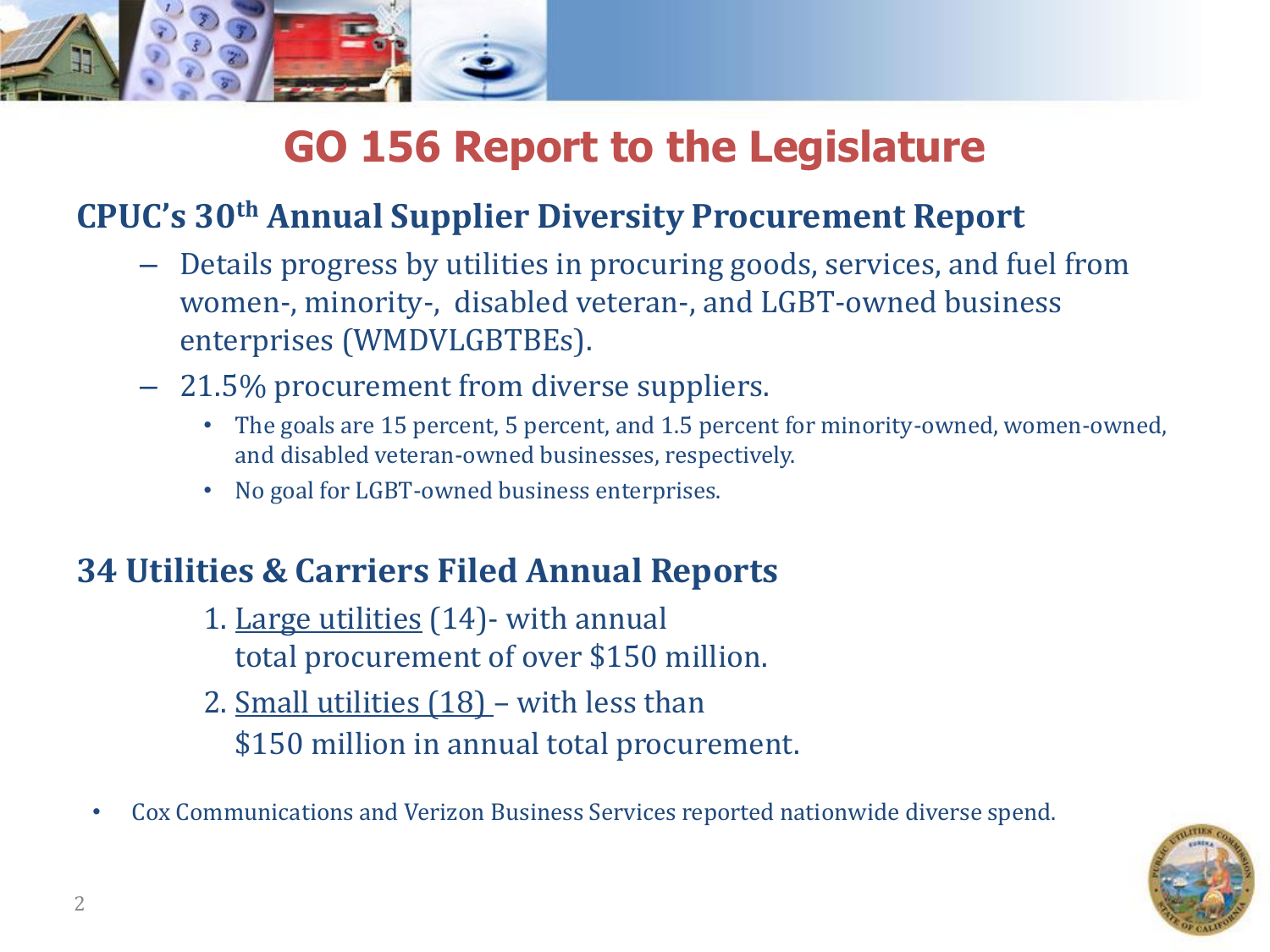# GO 156 Report to the Legislature

## CPUC's 30th Annual Supplier Diversity Procurement Report

- Details progress by utilities in procuring goods, services, and fuel from women-, minority-, disabled veteran-, and LGBT-owned business enterprises (WMDVLGBTBEs).
- 21.5% procurement from diverse suppliers.
  - The goals are 15 percent, 5 percent, and 1.5 percent for minority-owned, women-owned, and disabled veteran-owned businesses, respectively.
  - No goal for LGBT-owned business enterprises.

## 34 Utilities & Carriers Filed Annual Reports

1. Large utilities (14)- with annual total procurement of over $150 million.
2. Small utilities (18) – with less than $150 million in annual total procurement.

- Cox Communications and Verizon Business Services reported nationwide diverse spend.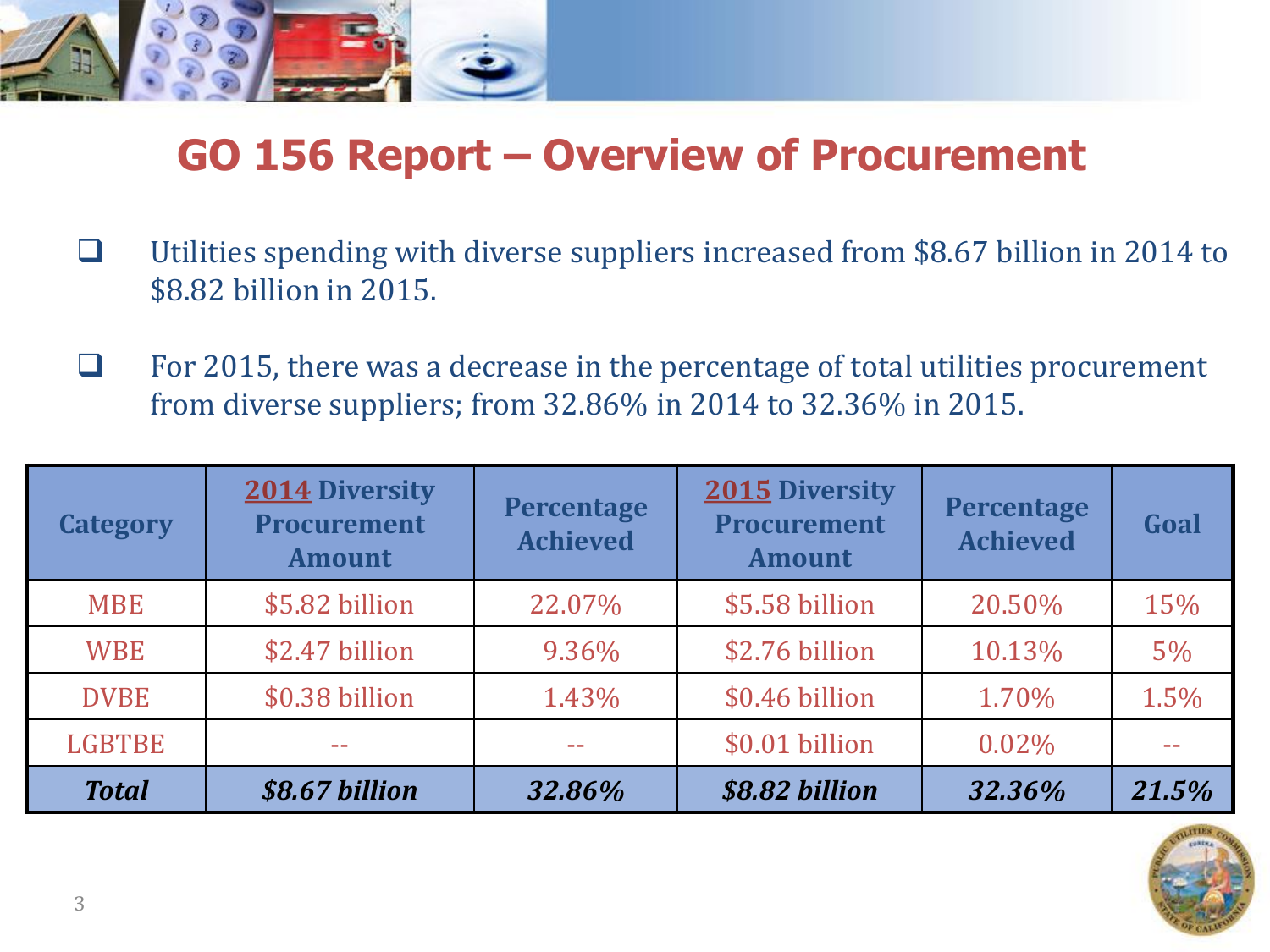# GO 156 Report – Overview of Procurement

- Utilities spending with diverse suppliers increased from $8.67 billion in 2014 to $8.82 billion in 2015.
- For 2015, there was a decrease in the percentage of total utilities procurement from diverse suppliers; from 32.86% in 2014 to 32.36% in 2015.

| Category | 2014 Diversity Procurement Amount | Percentage Achieved | 2015 Diversity Procurement Amount | Percentage Achieved | Goal |
|---|---|---|---|---|---|
| MBE | $5.82 billion | 22.07% | $5.58 billion | 20.50% | 15% |
| WBE | $2.47 billion | 9.36% | $2.76 billion | 10.13% | 5% |
| DVBE | $0.38 billion | 1.43% | $0.46 billion | 1.70% | 1.5% |
| LGBTBE | -- | -- | $0.01 billion | 0.02% | -- |
| ***Total*** | ***$8.67 billion*** | ***32.86%*** | ***$8.82 billion*** | ***32.36%*** | ***21.5%*** |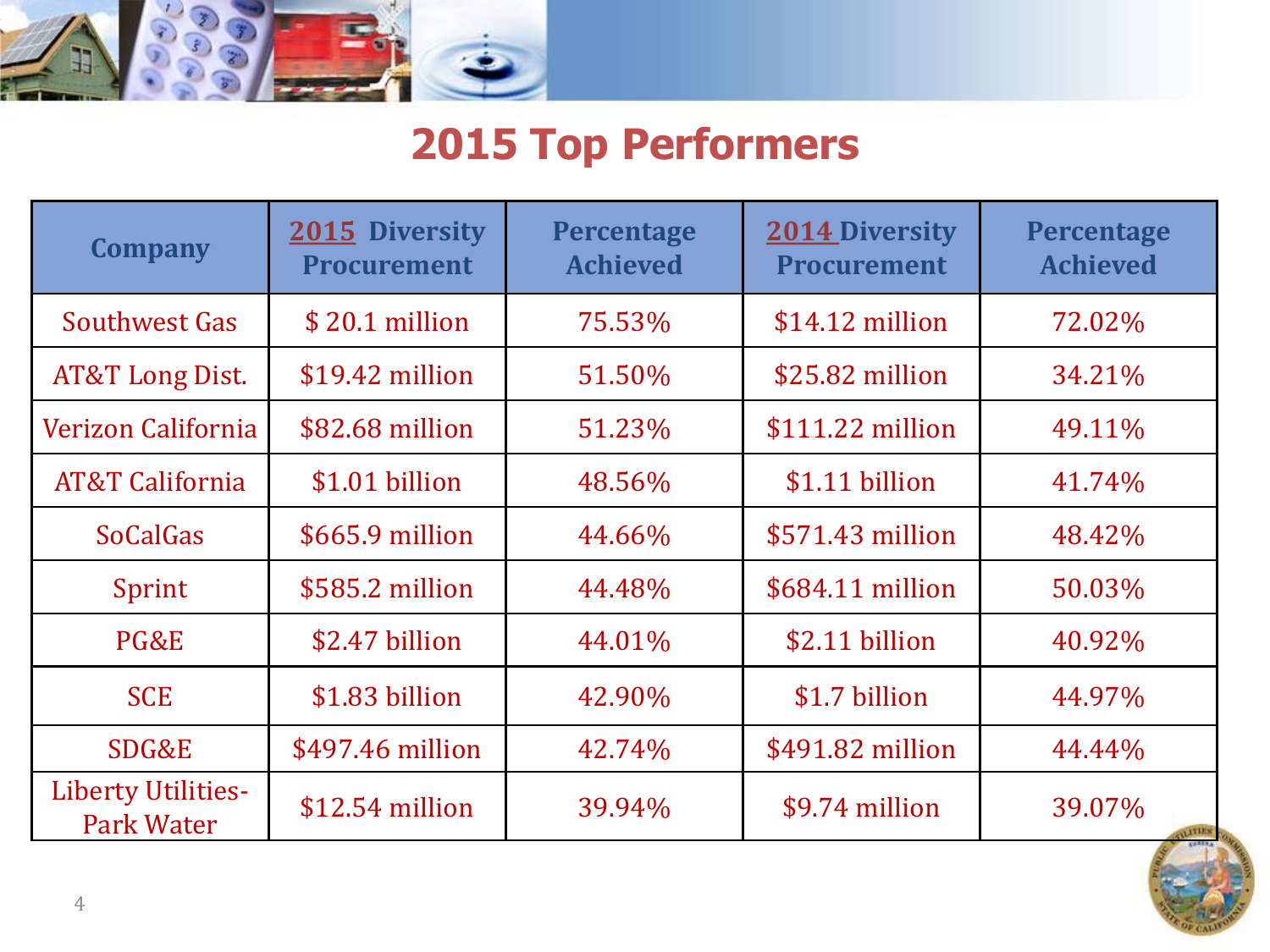# 2015 Top Performers

| Company | 2015 Diversity Procurement | Percentage Achieved | 2014 Diversity Procurement | Percentage Achieved |
|---|---|---|---|---|
| Southwest Gas | $ 20.1 million | 75.53% | $14.12 million | 72.02% |
| AT&T Long Dist. | $19.42 million | 51.50% | $25.82 million | 34.21% |
| Verizon California | $82.68 million | 51.23% | $111.22 million | 49.11% |
| AT&T California | $1.01 billion | 48.56% | $1.11 billion | 41.74% |
| SoCalGas | $665.9 million | 44.66% | $571.43 million | 48.42% |
| Sprint | $585.2 million | 44.48% | $684.11 million | 50.03% |
| PG&E | $2.47 billion | 44.01% | $2.11 billion | 40.92% |
| SCE | $1.83 billion | 42.90% | $1.7 billion | 44.97% |
| SDG&E | $497.46 million | 42.74% | $491.82 million | 44.44% |
| Liberty Utilities-Park Water | $12.54 million | 39.94% | $9.74 million | 39.07% |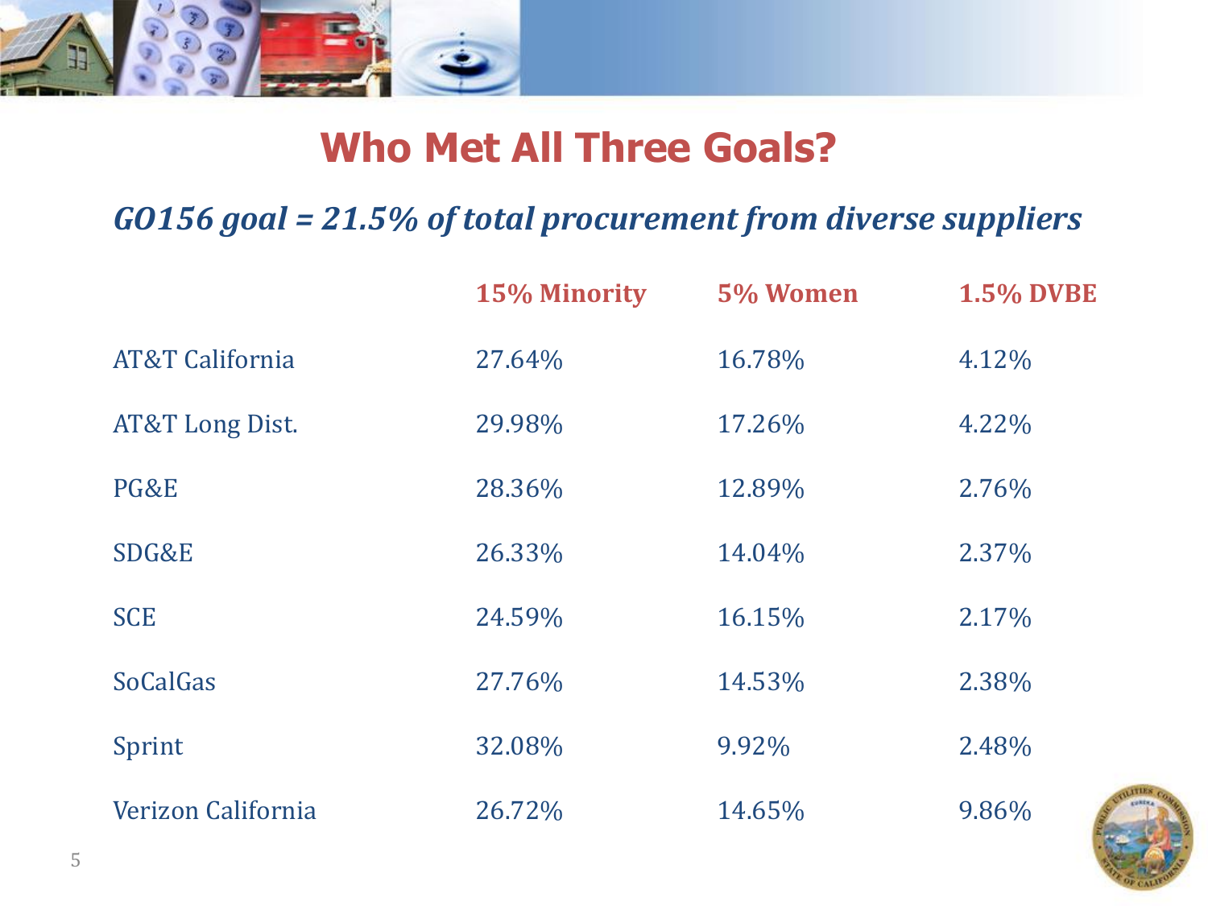# Who Met All Three Goals?

***GO156 goal = 21.5% of total procurement from diverse suppliers***

| | 15% Minority | 5% Women | 1.5% DVBE |
|---|---|---|---|
| AT&T California | 27.64% | 16.78% | 4.12% |
| AT&T Long Dist. | 29.98% | 17.26% | 4.22% |
| PG&E | 28.36% | 12.89% | 2.76% |
| SDG&E | 26.33% | 14.04% | 2.37% |
| SCE | 24.59% | 16.15% | 2.17% |
| SoCalGas | 27.76% | 14.53% | 2.38% |
| Sprint | 32.08% | 9.92% | 2.48% |
| Verizon California | 26.72% | 14.65% | 9.86% |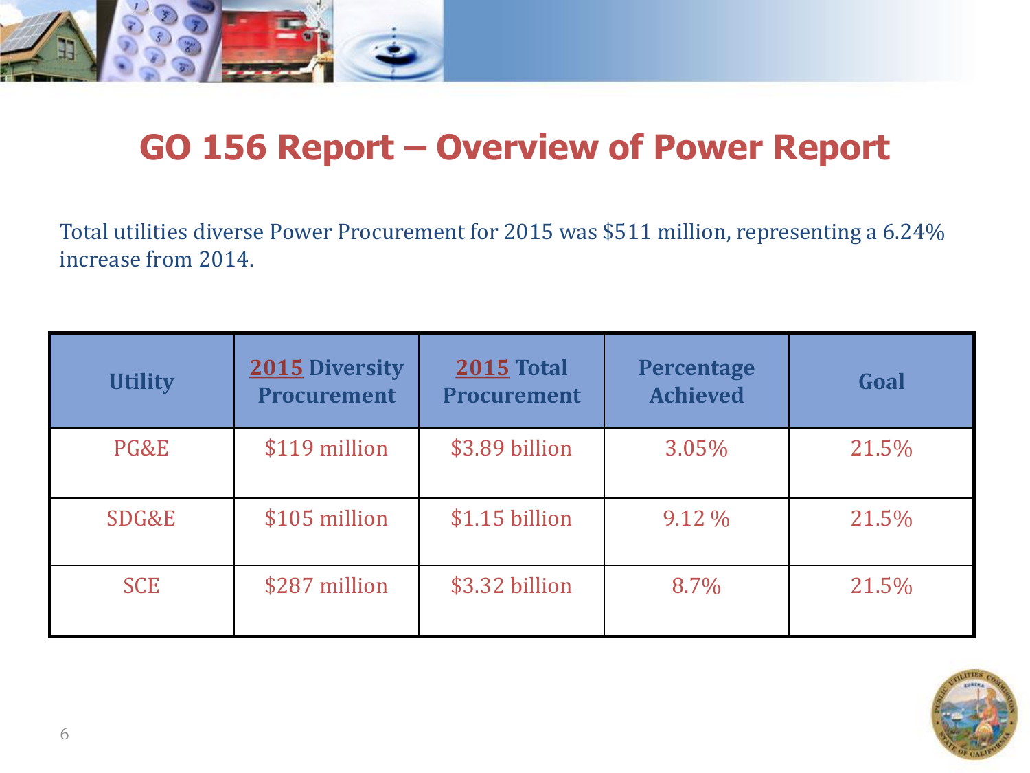# GO 156 Report – Overview of Power Report

Total utilities diverse Power Procurement for 2015 was $511 million, representing a 6.24% increase from 2014.

| Utility | 2015 Diversity Procurement | 2015 Total Procurement | Percentage Achieved | Goal |
|---|---|---|---|---|
| PG&E | $119 million | $3.89 billion | 3.05% | 21.5% |
| SDG&E | $105 million | $1.15 billion | 9.12 % | 21.5% |
| SCE | $287 million | $3.32 billion | 8.7% | 21.5% |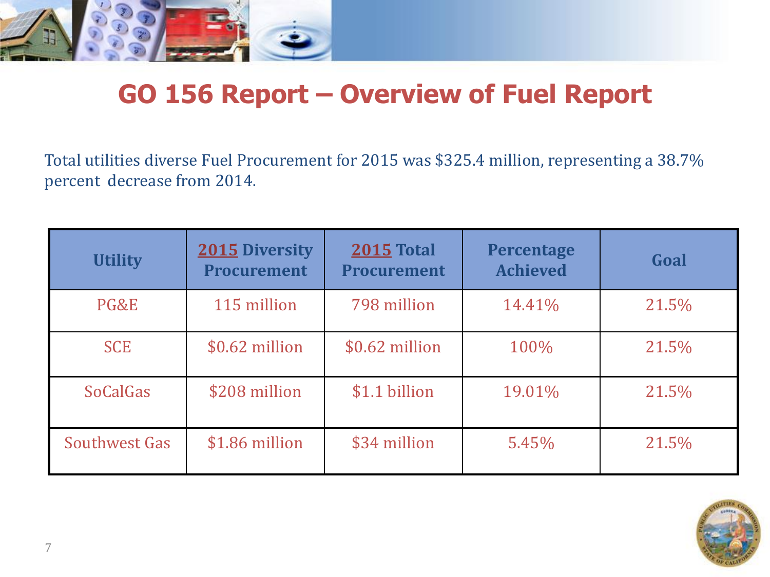# GO 156 Report – Overview of Fuel Report

Total utilities diverse Fuel Procurement for 2015 was $325.4 million, representing a 38.7% percent decrease from 2014.

| Utility | 2015 Diversity Procurement | 2015 Total Procurement | Percentage Achieved | Goal |
|---|---|---|---|---|
| PG&E | 115 million | 798 million | 14.41% | 21.5% |
| SCE | $0.62 million | $0.62 million | 100% | 21.5% |
| SoCalGas | $208 million | $1.1 billion | 19.01% | 21.5% |
| Southwest Gas | $1.86 million | $34 million | 5.45% | 21.5% |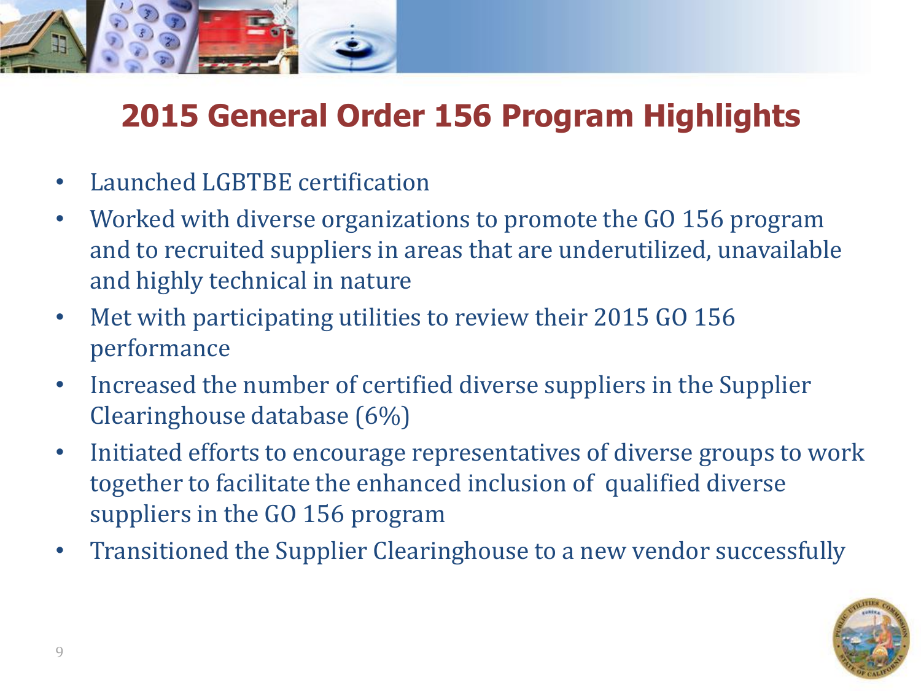# 2015 General Order 156 Program Highlights

- Launched LGBTBE certification
- Worked with diverse organizations to promote the GO 156 program and to recruited suppliers in areas that are underutilized, unavailable and highly technical in nature
- Met with participating utilities to review their 2015 GO 156 performance
- Increased the number of certified diverse suppliers in the Supplier Clearinghouse database (6%)
- Initiated efforts to encourage representatives of diverse groups to work together to facilitate the enhanced inclusion of qualified diverse suppliers in the GO 156 program
- Transitioned the Supplier Clearinghouse to a new vendor successfully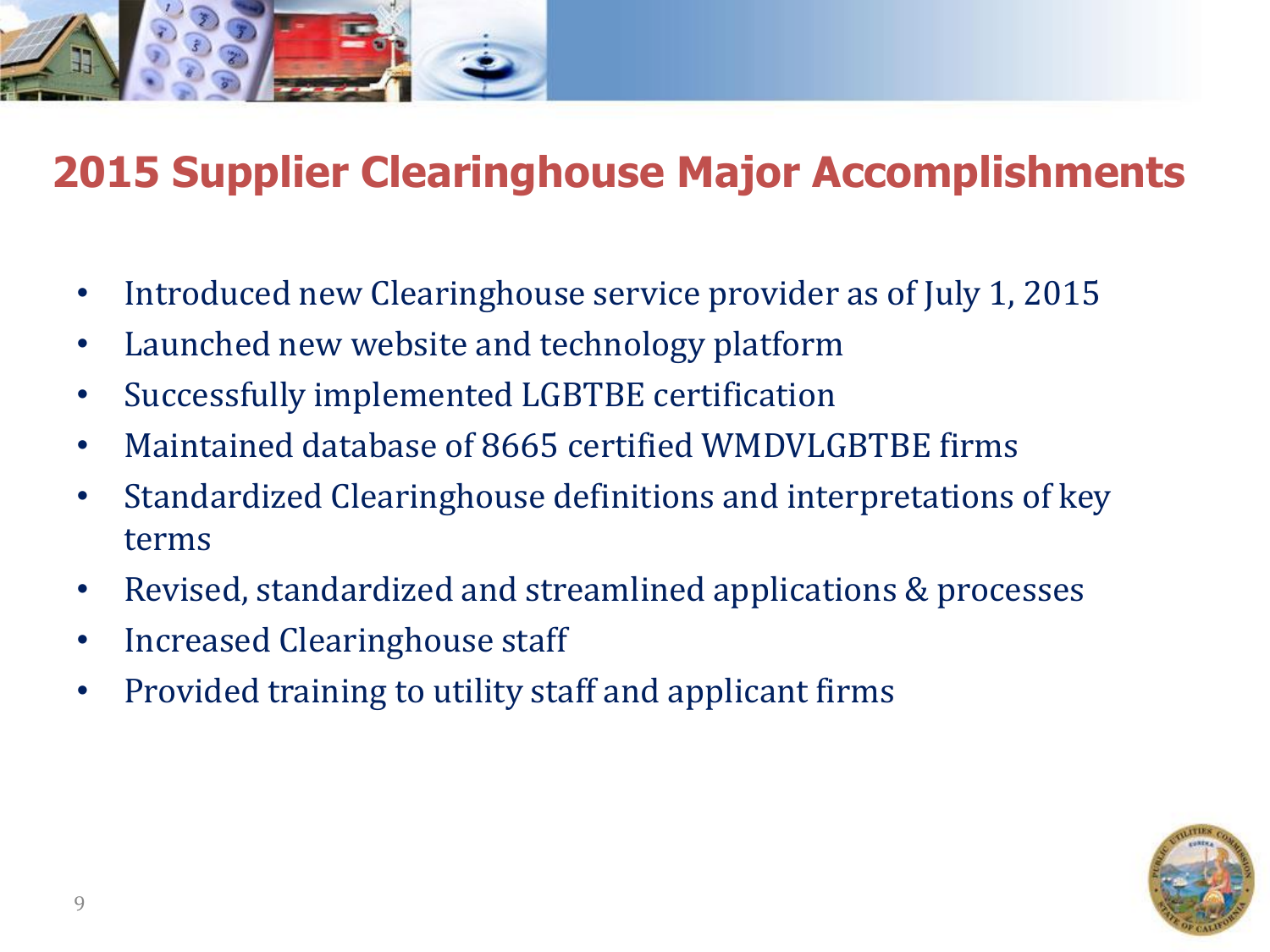# 2015 Supplier Clearinghouse Major Accomplishments

- Introduced new Clearinghouse service provider as of July 1, 2015
- Launched new website and technology platform
- Successfully implemented LGBTBE certification
- Maintained database of 8665 certified WMDVLGBTBE firms
- Standardized Clearinghouse definitions and interpretations of key terms
- Revised, standardized and streamlined applications & processes
- Increased Clearinghouse staff
- Provided training to utility staff and applicant firms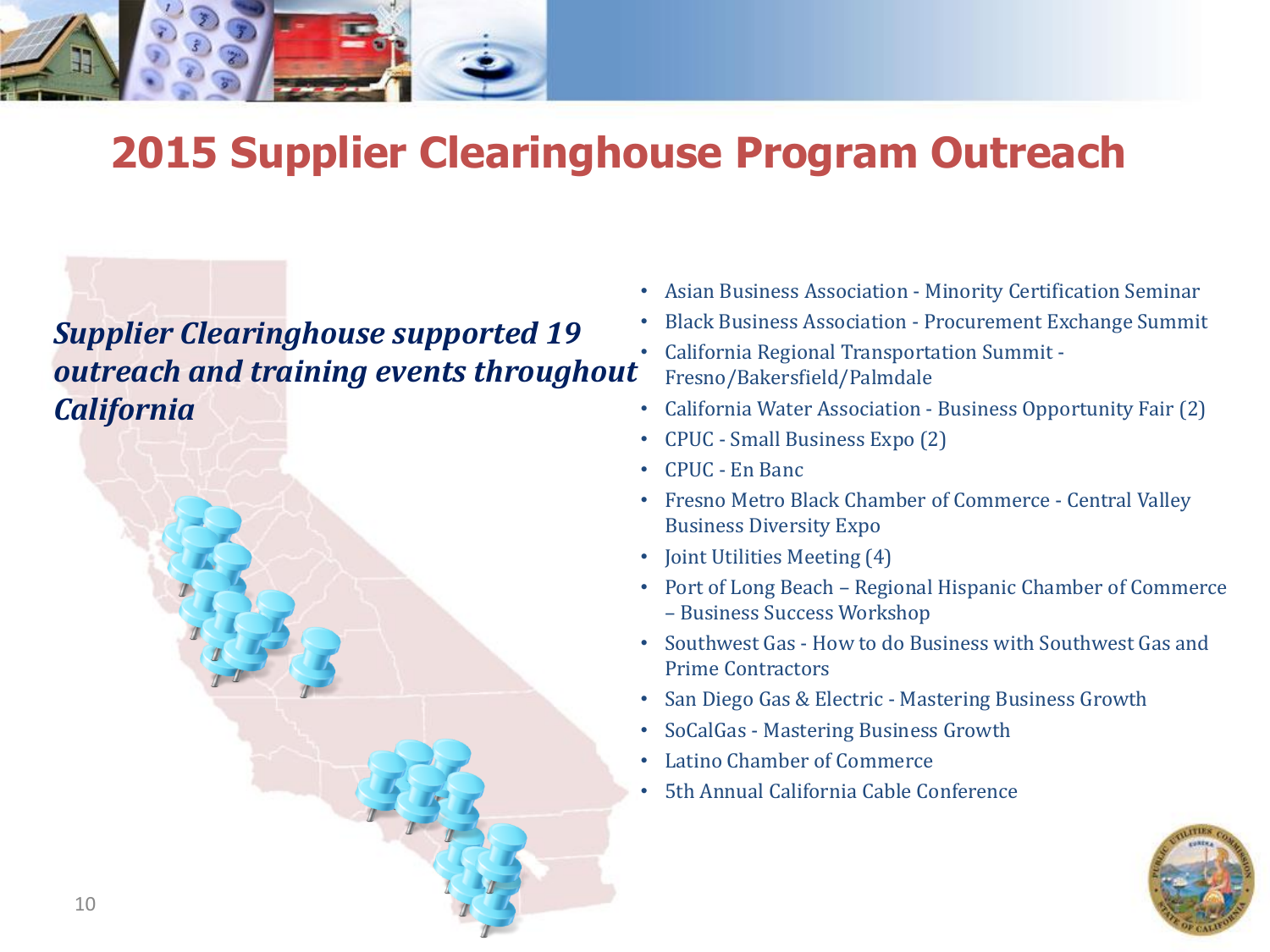# 2015 Supplier Clearinghouse Program Outreach

***Supplier Clearinghouse supported 19 outreach and training events throughout California***

- Asian Business Association - Minority Certification Seminar
- Black Business Association - Procurement Exchange Summit
- California Regional Transportation Summit - Fresno/Bakersfield/Palmdale
- California Water Association - Business Opportunity Fair (2)
- CPUC - Small Business Expo (2)
- CPUC - En Banc
- Fresno Metro Black Chamber of Commerce - Central Valley Business Diversity Expo
- Joint Utilities Meeting (4)
- Port of Long Beach – Regional Hispanic Chamber of Commerce – Business Success Workshop
- Southwest Gas - How to do Business with Southwest Gas and Prime Contractors
- San Diego Gas & Electric - Mastering Business Growth
- SoCalGas - Mastering Business Growth
- Latino Chamber of Commerce
- 5th Annual California Cable Conference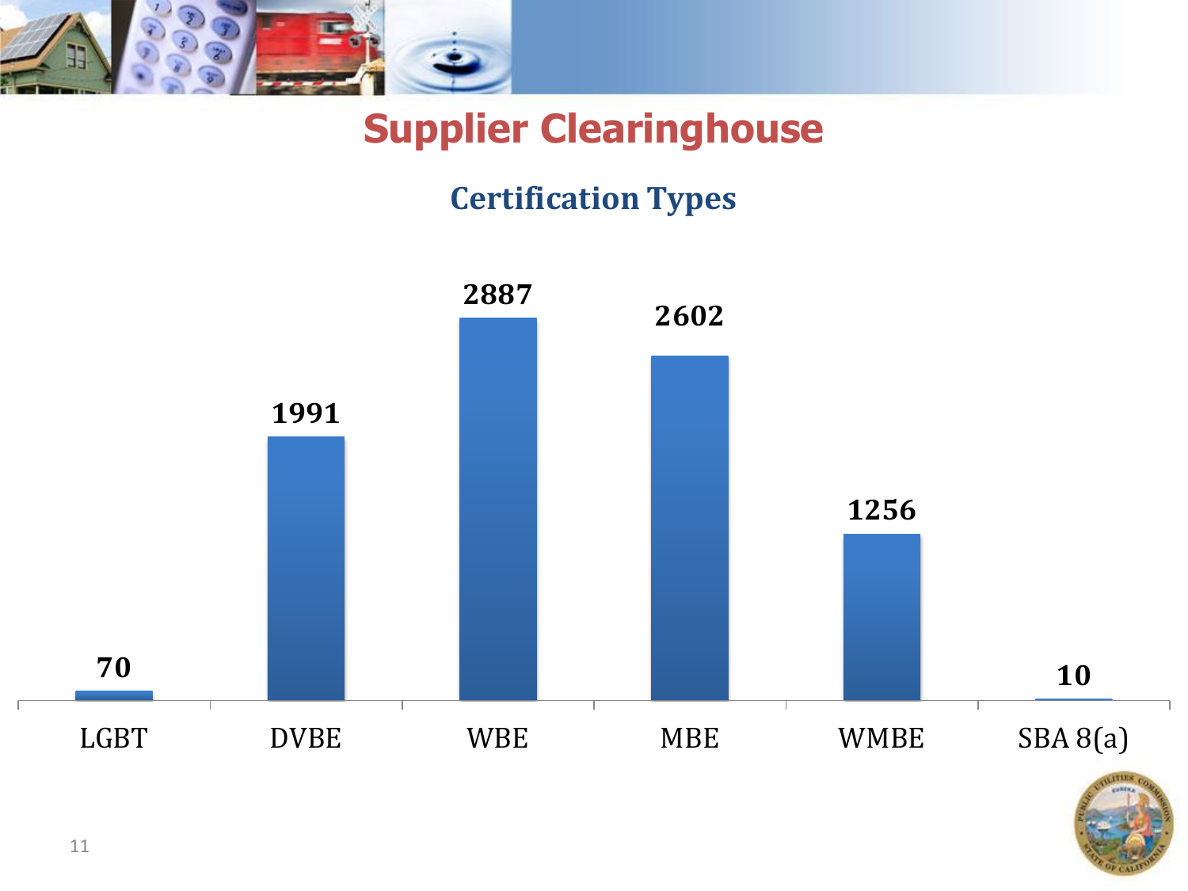# Supplier Clearinghouse

## Certification Types

70

1991

2887

2602

1256

10

LGBT

DVBE

WBE

MBE

WMBE

SBA 8(a)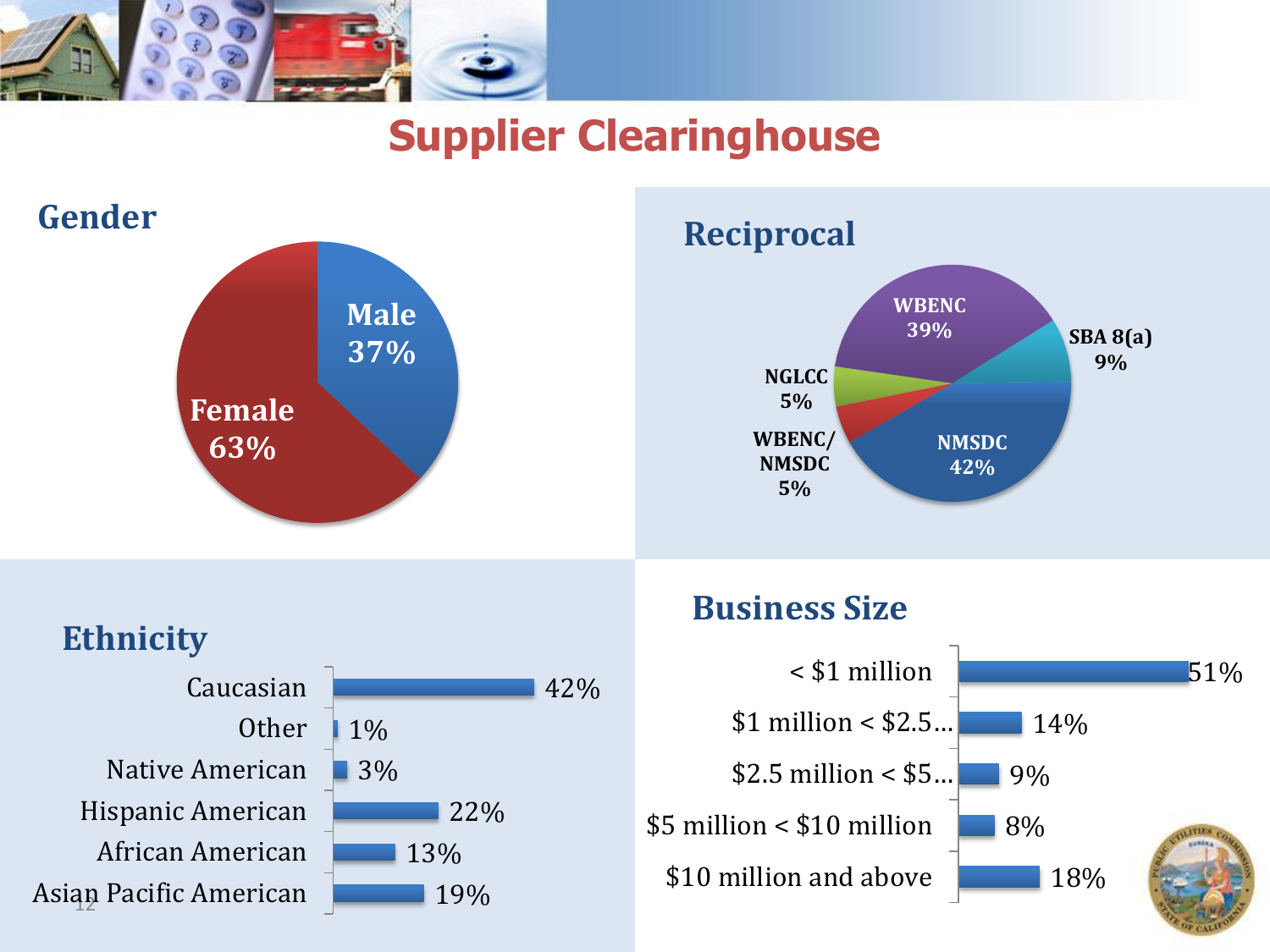# Supplier Clearinghouse

## Gender

Male 37%

Female 63%

## Reciprocal

WBENC 39%

SBA 8(a) 9%

NGLCC 5%

WBENC/ NMSDC 5%

NMSDC 42%

## Ethnicity

Caucasian 42%

Other 1%

Native American 3%

Hispanic American 22%

African American 13%

Asian Pacific American 19%

## Business Size

< $1 million 51%

$1 million < $2.5... 14%

$2.5 million < $5... 9%

$5 million < $10 million 8%

$10 million and above 18%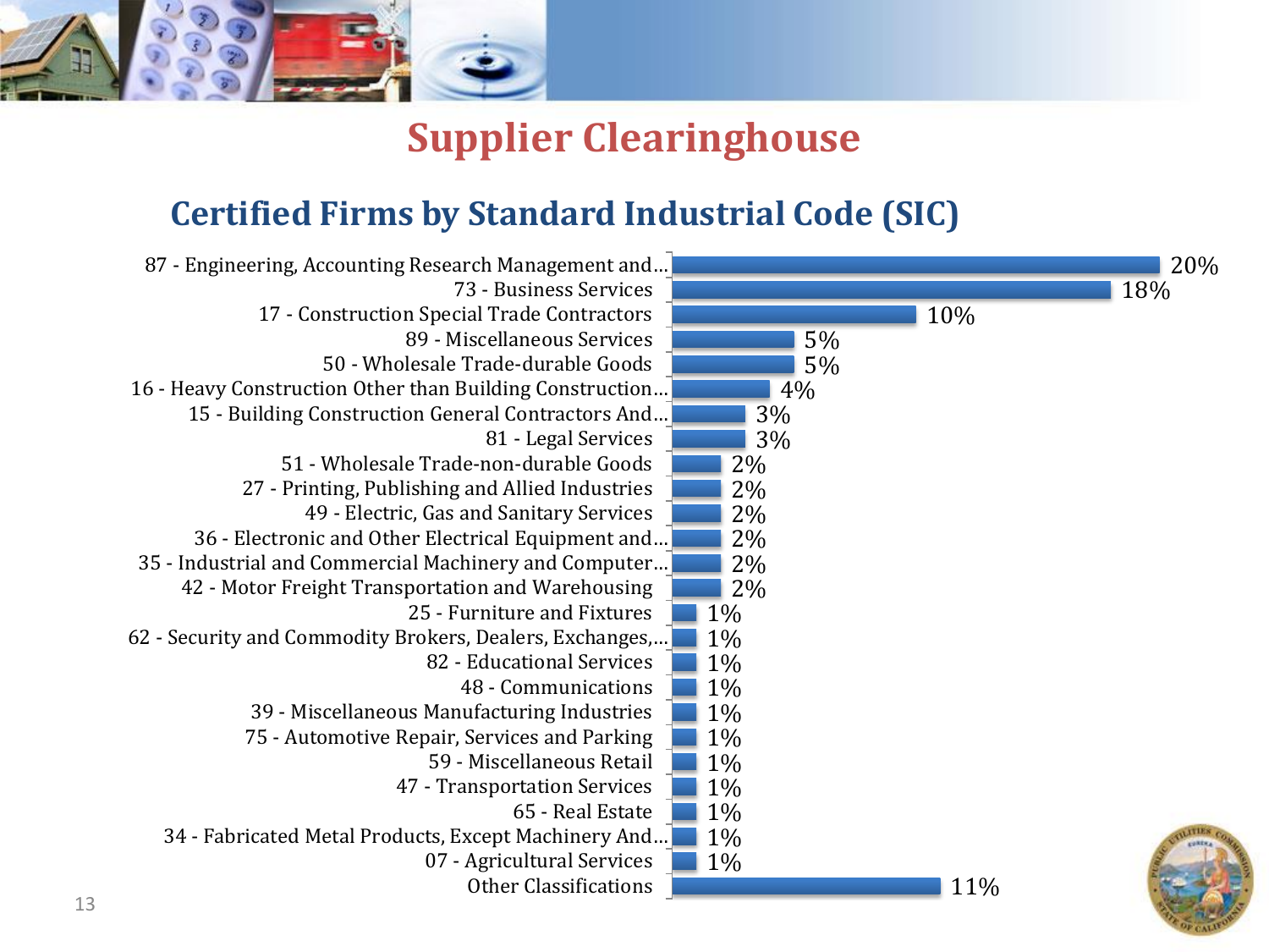# Supplier Clearinghouse

## Certified Firms by Standard Industrial Code (SIC)

| SIC | Percentage |
| --- | --- |
| 87 - Engineering, Accounting Research Management and… | 20% |
| 73 - Business Services | 18% |
| 17 - Construction Special Trade Contractors | 10% |
| 89 - Miscellaneous Services | 5% |
| 50 - Wholesale Trade-durable Goods | 5% |
| 16 - Heavy Construction Other than Building Construction… | 4% |
| 15 - Building Construction General Contractors And… | 3% |
| 81 - Legal Services | 3% |
| 51 - Wholesale Trade-non-durable Goods | 2% |
| 27 - Printing, Publishing and Allied Industries | 2% |
| 49 - Electric, Gas and Sanitary Services | 2% |
| 36 - Electronic and Other Electrical Equipment and… | 2% |
| 35 - Industrial and Commercial Machinery and Computer… | 2% |
| 42 - Motor Freight Transportation and Warehousing | 2% |
| 25 - Furniture and Fixtures | 1% |
| 62 - Security and Commodity Brokers, Dealers, Exchanges,… | 1% |
| 82 - Educational Services | 1% |
| 48 - Communications | 1% |
| 39 - Miscellaneous Manufacturing Industries | 1% |
| 75 - Automotive Repair, Services and Parking | 1% |
| 59 - Miscellaneous Retail | 1% |
| 47 - Transportation Services | 1% |
| 65 - Real Estate | 1% |
| 34 - Fabricated Metal Products, Except Machinery And… | 1% |
| 07 - Agricultural Services | 1% |
| Other Classifications | 11% |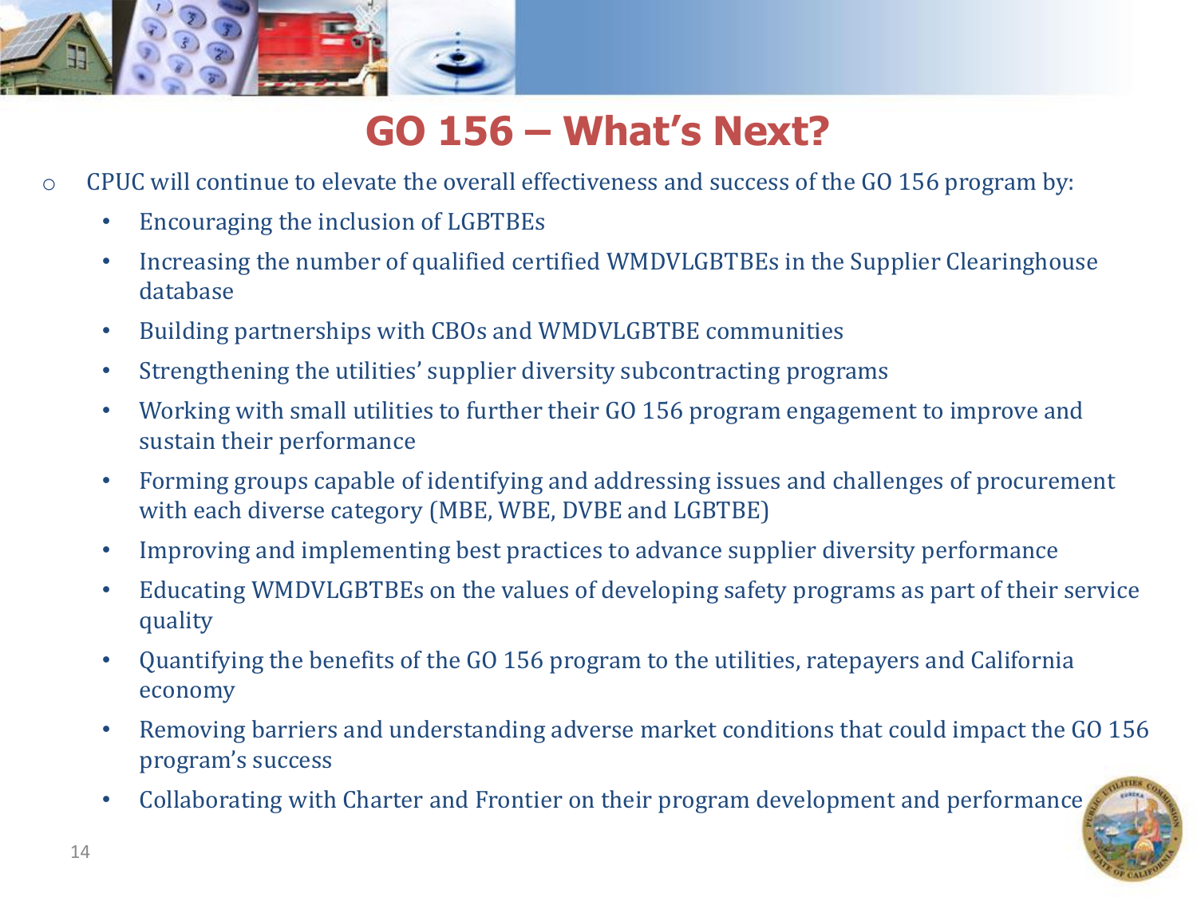# GO 156 – What's Next?

- CPUC will continue to elevate the overall effectiveness and success of the GO 156 program by:
  - Encouraging the inclusion of LGBTBEs
  - Increasing the number of qualified certified WMDVLGBTBEs in the Supplier Clearinghouse database
  - Building partnerships with CBOs and WMDVLGBTBE communities
  - Strengthening the utilities' supplier diversity subcontracting programs
  - Working with small utilities to further their GO 156 program engagement to improve and sustain their performance
  - Forming groups capable of identifying and addressing issues and challenges of procurement with each diverse category (MBE, WBE, DVBE and LGBTBE)
  - Improving and implementing best practices to advance supplier diversity performance
  - Educating WMDVLGBTBEs on the values of developing safety programs as part of their service quality
  - Quantifying the benefits of the GO 156 program to the utilities, ratepayers and California economy
  - Removing barriers and understanding adverse market conditions that could impact the GO 156 program's success
  - Collaborating with Charter and Frontier on their program development and performance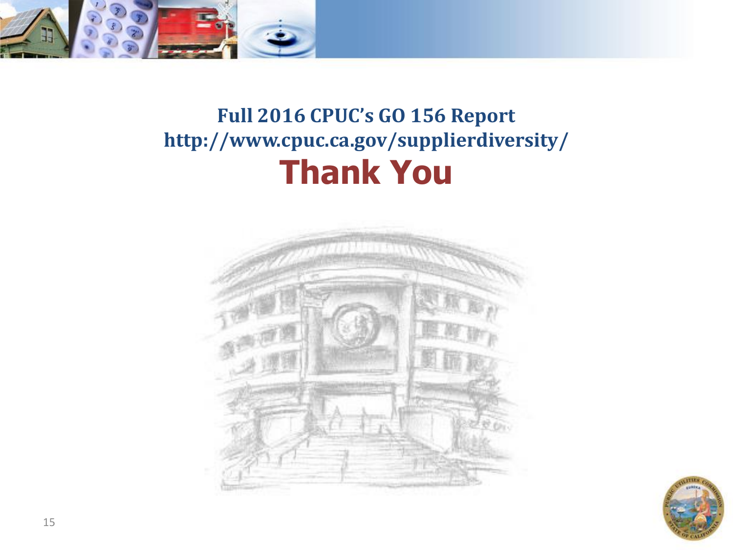**Full 2016 CPUC's GO 156 Report**
**http://www.cpuc.ca.gov/supplierdiversity/**

# Thank You